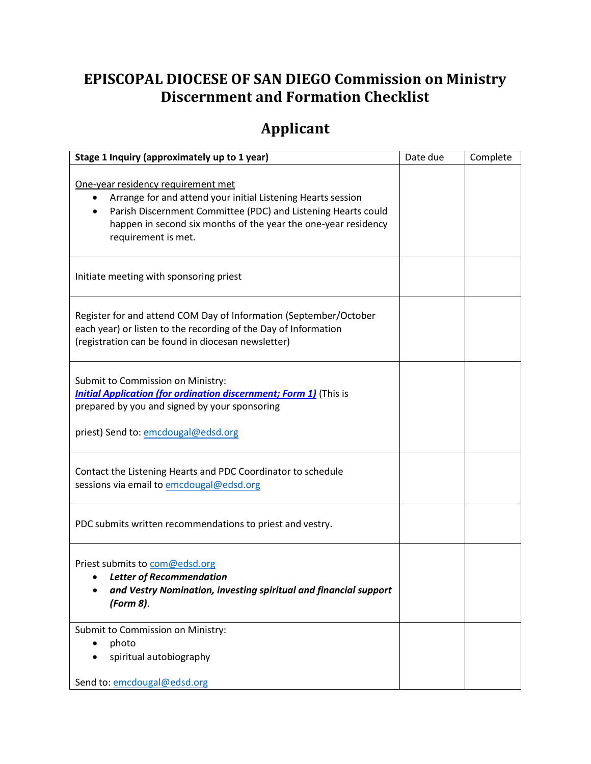# EPISCOPAL DIOCESE OF SAN DIEGO Commission on Ministry Discernment and Formation Checklist

## Applicant

| **Stage 1 Inquiry (approximately up to 1 year)** | Date due | Complete |
|---|---|---|
| One-year residency requirement met<br>• Arrange for and attend your initial Listening Hearts session<br>• Parish Discernment Committee (PDC) and Listening Hearts could happen in second six months of the year the one-year residency requirement is met. | | |
| Initiate meeting with sponsoring priest | | |
| Register for and attend COM Day of Information (September/October each year) or listen to the recording of the Day of Information (registration can be found in diocesan newsletter) | | |
| Submit to Commission on Ministry:<br>***Initial Application (for ordination discernment; Form 1)*** (This is prepared by you and signed by your sponsoring priest) Send to: emcdougal@edsd.org | | |
| Contact the Listening Hearts and PDC Coordinator to schedule sessions via email to emcdougal@edsd.org | | |
| PDC submits written recommendations to priest and vestry. | | |
| Priest submits to com@edsd.org<br>• ***Letter of Recommendation***<br>• ***and Vestry Nomination, investing spiritual and financial support (Form 8)***. | | |
| Submit to Commission on Ministry:<br>• photo<br>• spiritual autobiography<br><br>Send to: emcdougal@edsd.org | | |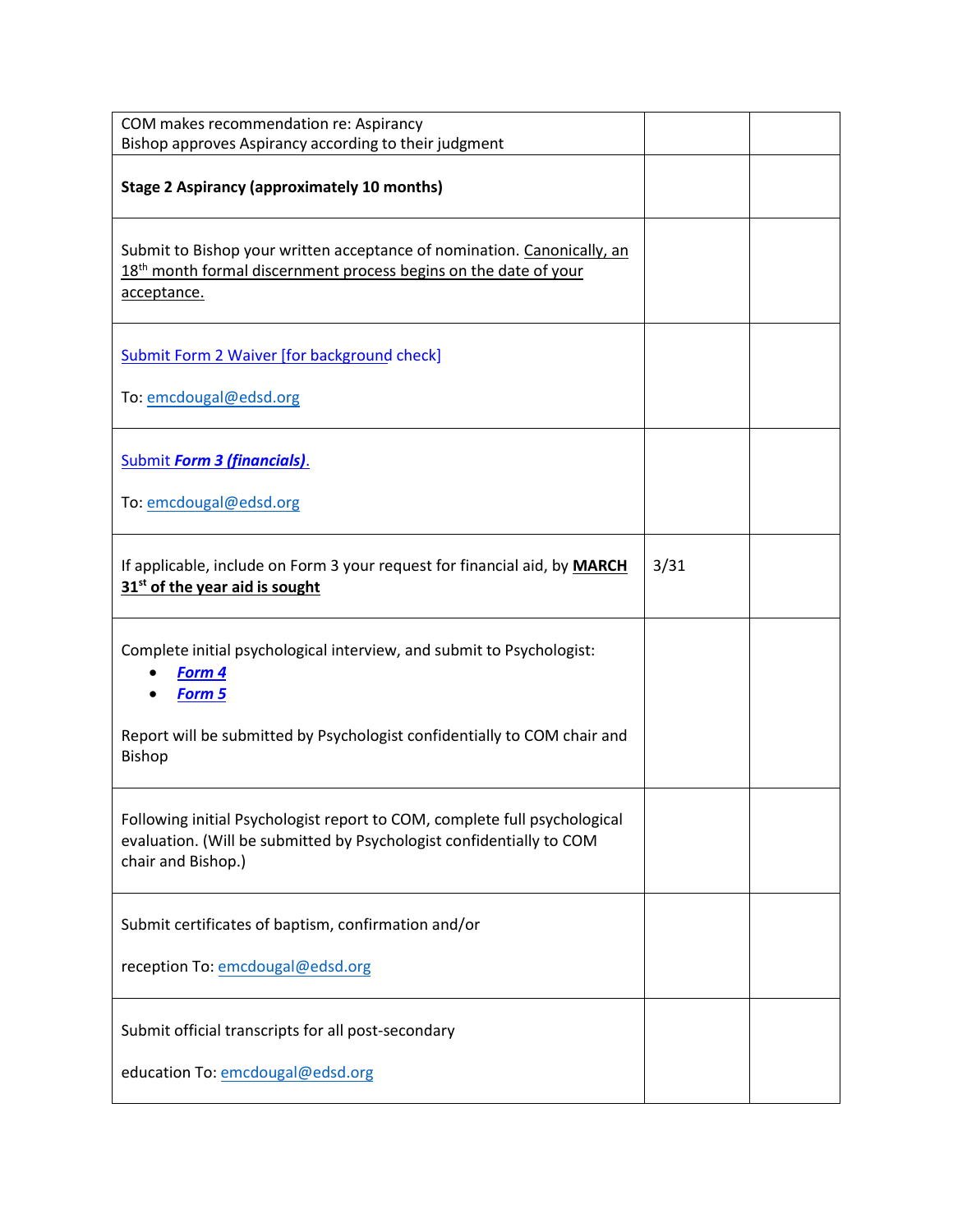| | | |
|---|---|---|
| COM makes recommendation re: Aspirancy<br>Bishop approves Aspirancy according to their judgment | | |
| **Stage 2 Aspirancy (approximately 10 months)** | | |
| Submit to Bishop your written acceptance of nomination. Canonically, an 18th month formal discernment process begins on the date of your acceptance. | | |
| Submit Form 2 Waiver [for background check]<br><br>To: emcdougal@edsd.org | | |
| Submit ***Form 3 (financials)***.<br><br>To: emcdougal@edsd.org | | |
| If applicable, include on Form 3 your request for financial aid, by **MARCH 31st of the year aid is sought** | 3/31 | |
| Complete initial psychological interview, and submit to Psychologist:<br>• ***Form 4***<br>• ***Form 5***<br><br>Report will be submitted by Psychologist confidentially to COM chair and Bishop | | |
| Following initial Psychologist report to COM, complete full psychological evaluation. (Will be submitted by Psychologist confidentially to COM chair and Bishop.) | | |
| Submit certificates of baptism, confirmation and/or<br><br>reception To: emcdougal@edsd.org | | |
| Submit official transcripts for all post-secondary<br><br>education To: emcdougal@edsd.org | | |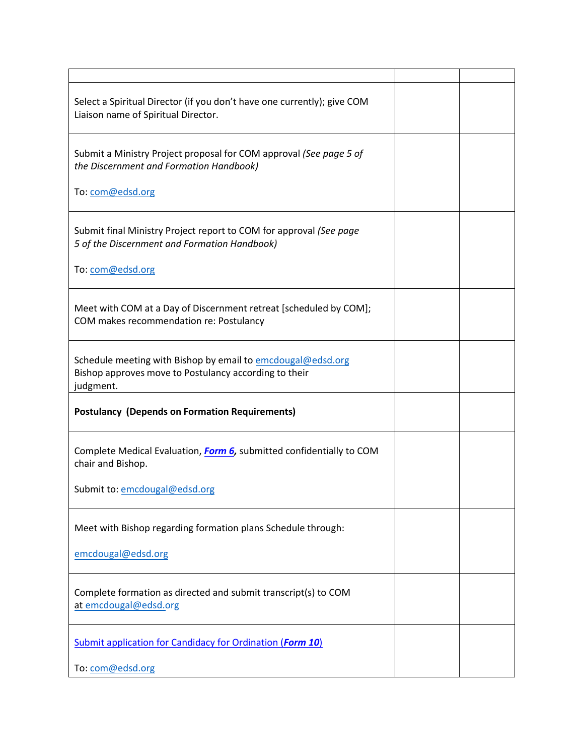| | | |
|---|---|---|
| Select a Spiritual Director (if you don't have one currently); give COM Liaison name of Spiritual Director. | | |
| Submit a Ministry Project proposal for COM approval *(See page 5 of the Discernment and Formation Handbook)*<br><br>To: com@edsd.org | | |
| Submit final Ministry Project report to COM for approval *(See page 5 of the Discernment and Formation Handbook)*<br><br>To: com@edsd.org | | |
| Meet with COM at a Day of Discernment retreat [scheduled by COM]; COM makes recommendation re: Postulancy | | |
| Schedule meeting with Bishop by email to emcdougal@edsd.org Bishop approves move to Postulancy according to their judgment. | | |
| **Postulancy (Depends on Formation Requirements)** | | |
| Complete Medical Evaluation, ***Form 6***, submitted confidentially to COM chair and Bishop.<br><br>Submit to: emcdougal@edsd.org | | |
| Meet with Bishop regarding formation plans Schedule through:<br><br>emcdougal@edsd.org | | |
| Complete formation as directed and submit transcript(s) to COM at emcdougal@edsd.org | | |
| Submit application for Candidacy for Ordination (***Form 10***)<br><br>To: com@edsd.org | | |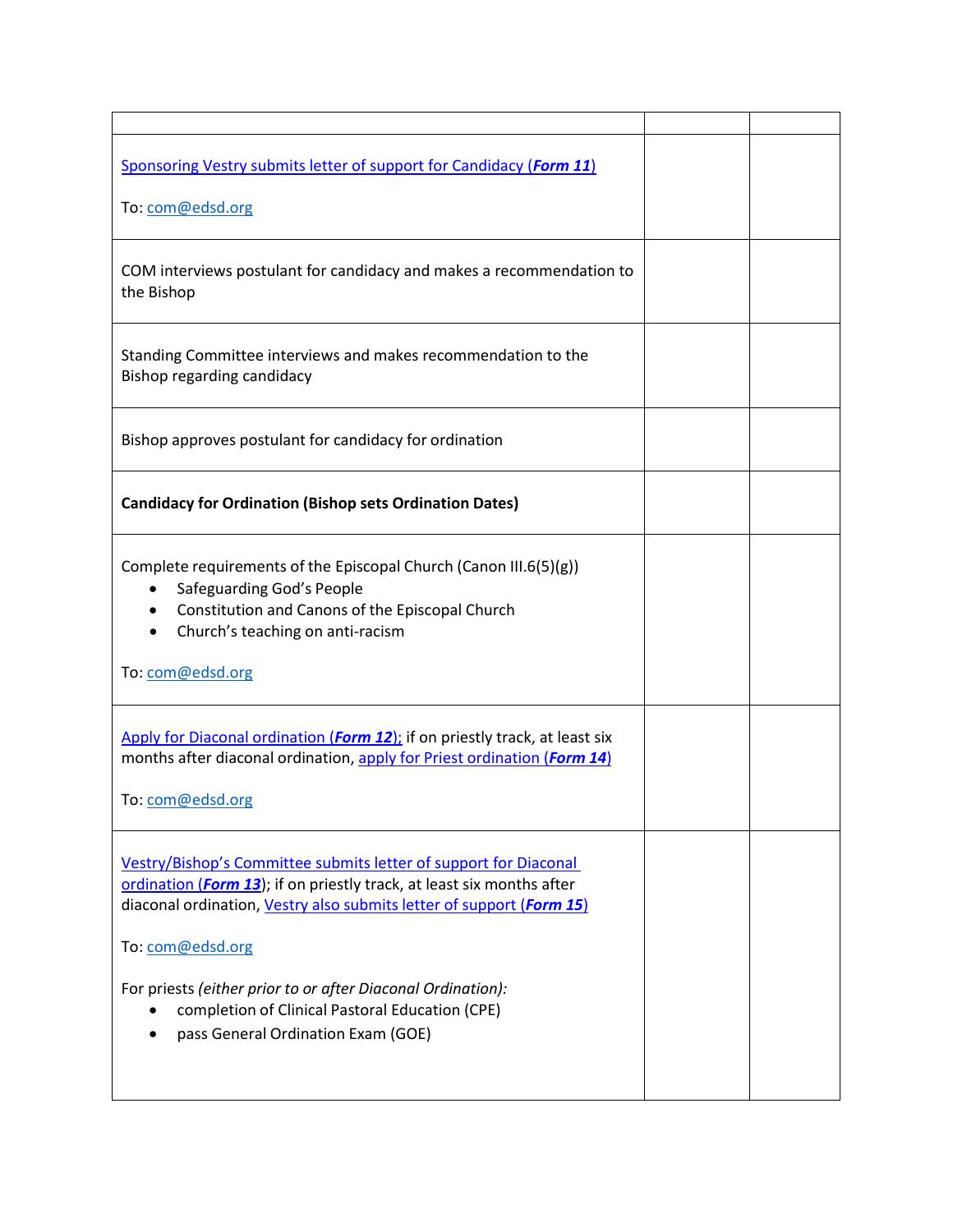| | | |
|---|---|---|
| Sponsoring Vestry submits letter of support for Candidacy (***Form 11***)<br><br>To: com@edsd.org | | |
| COM interviews postulant for candidacy and makes a recommendation to the Bishop | | |
| Standing Committee interviews and makes recommendation to the Bishop regarding candidacy | | |
| Bishop approves postulant for candidacy for ordination | | |
| **Candidacy for Ordination (Bishop sets Ordination Dates)** | | |
| Complete requirements of the Episcopal Church (Canon III.6(5)(g))<br>• Safeguarding God's People<br>• Constitution and Canons of the Episcopal Church<br>• Church's teaching on anti-racism<br><br>To: com@edsd.org | | |
| Apply for Diaconal ordination (***Form 12***); if on priestly track, at least six months after diaconal ordination, apply for Priest ordination (***Form 14***)<br><br>To: com@edsd.org | | |
| Vestry/Bishop's Committee submits letter of support for Diaconal ordination (***Form 13***); if on priestly track, at least six months after diaconal ordination, Vestry also submits letter of support (***Form 15***)<br><br>To: com@edsd.org<br><br>For priests *(either prior to or after Diaconal Ordination)*:<br>• completion of Clinical Pastoral Education (CPE)<br>• pass General Ordination Exam (GOE) | | |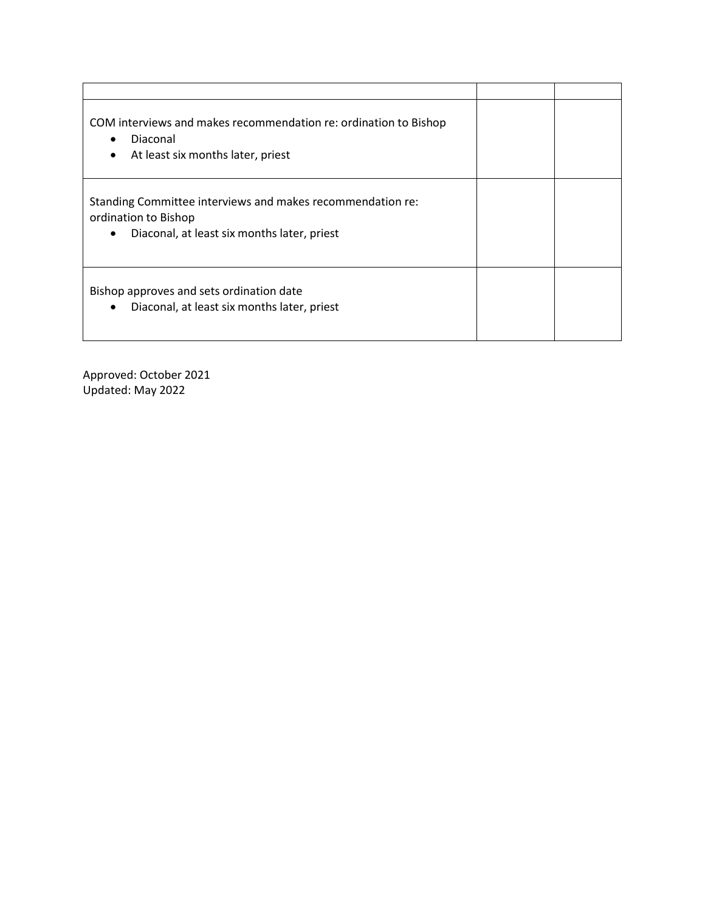| | | |
|---|---|---|
| COM interviews and makes recommendation re: ordination to Bishop<br>• Diaconal<br>• At least six months later, priest | | |
| Standing Committee interviews and makes recommendation re: ordination to Bishop<br>• Diaconal, at least six months later, priest | | |
| Bishop approves and sets ordination date<br>• Diaconal, at least six months later, priest | | |

Approved: October 2021
Updated: May 2022